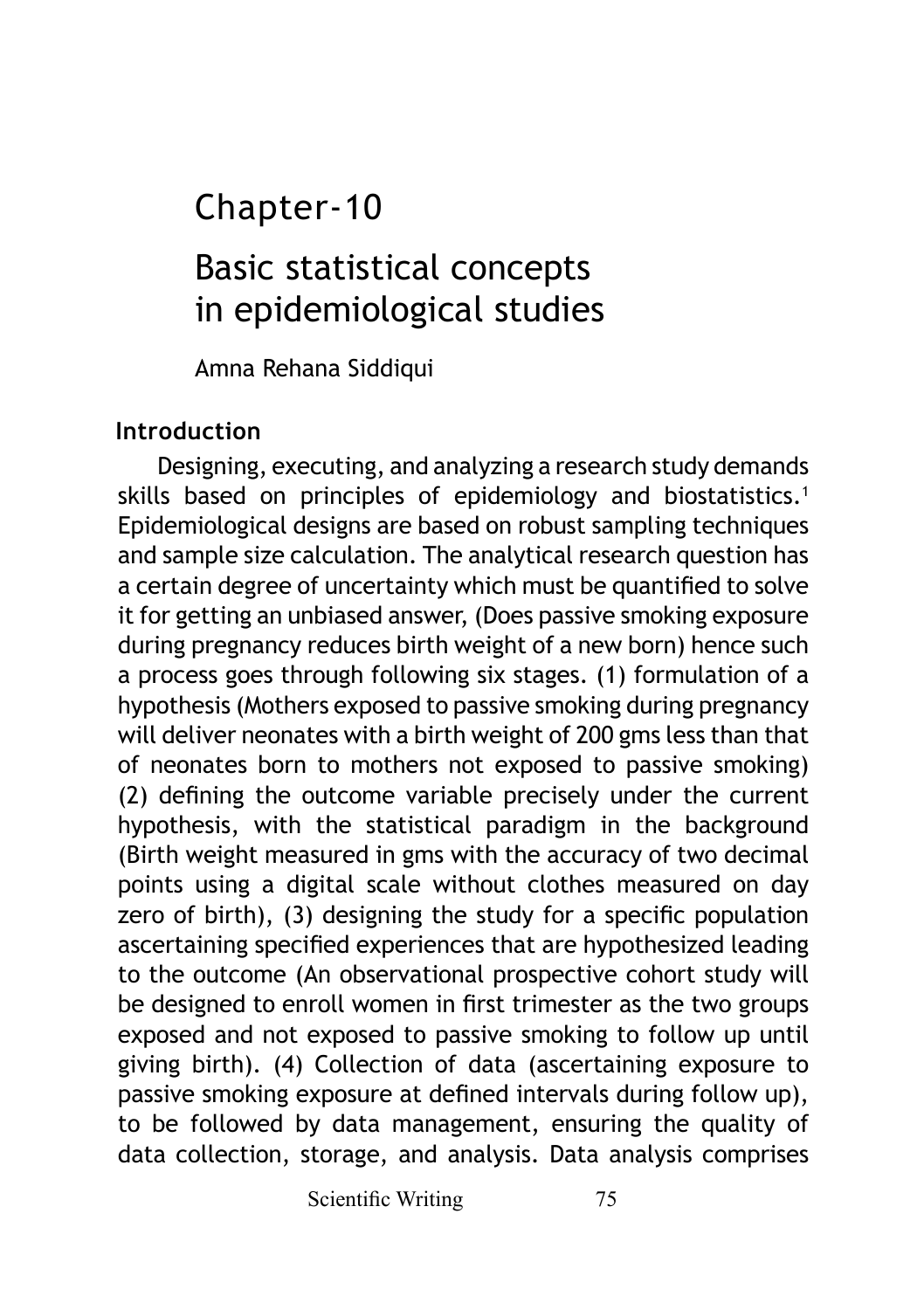# Chapter-10

# Basic statistical concepts in epidemiological studies

Amna Rehana Siddiqui

## Introduction

Designing, executing, and analyzing a research study demands skills based on principles of epidemiology and biostatistics.[1] Epidemiological designs are based on robust sampling techniques and sample size calculation. The analytical research question has a certain degree of uncertainty which must be quantified to solve it for getting an unbiased answer, (Does passive smoking exposure during pregnancy reduces birth weight of a new born) hence such a process goes through following six stages. (1) formulation of a hypothesis (Mothers exposed to passive smoking during pregnancy will deliver neonates with a birth weight of 200 gms less than that of neonates born to mothers not exposed to passive smoking) (2) defining the outcome variable precisely under the current hypothesis, with the statistical paradigm in the background (Birth weight measured in gms with the accuracy of two decimal points using a digital scale without clothes measured on day zero of birth), (3) designing the study for a specific population ascertaining specified experiences that are hypothesized leading to the outcome (An observational prospective cohort study will be designed to enroll women in first trimester as the two groups exposed and not exposed to passive smoking to follow up until giving birth). (4) Collection of data (ascertaining exposure to passive smoking exposure at defined intervals during follow up), to be followed by data management, ensuring the quality of data collection, storage, and analysis. Data analysis comprises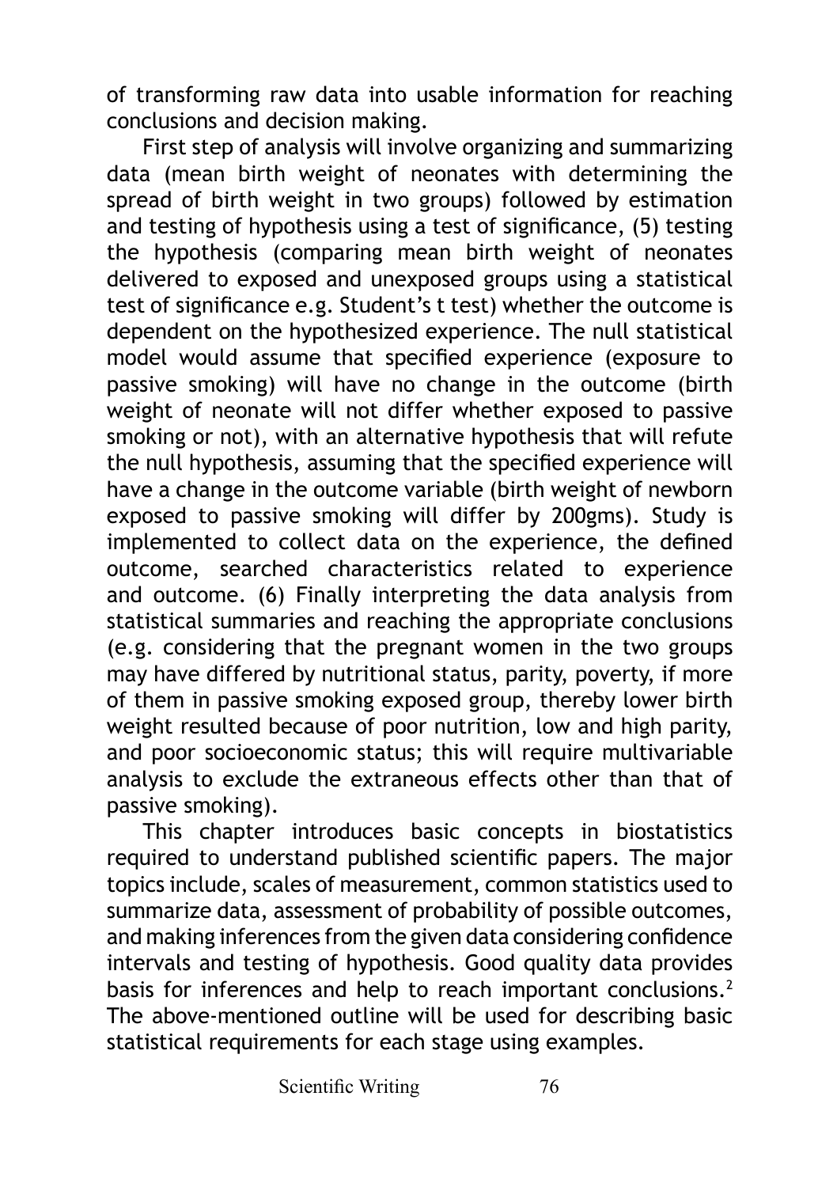of transforming raw data into usable information for reaching conclusions and decision making.

First step of analysis will involve organizing and summarizing data (mean birth weight of neonates with determining the spread of birth weight in two groups) followed by estimation and testing of hypothesis using a test of significance, (5) testing the hypothesis (comparing mean birth weight of neonates delivered to exposed and unexposed groups using a statistical test of significance e.g. Student's t test) whether the outcome is dependent on the hypothesized experience. The null statistical model would assume that specified experience (exposure to passive smoking) will have no change in the outcome (birth weight of neonate will not differ whether exposed to passive smoking or not), with an alternative hypothesis that will refute the null hypothesis, assuming that the specified experience will have a change in the outcome variable (birth weight of newborn exposed to passive smoking will differ by 200gms). Study is implemented to collect data on the experience, the defined outcome, searched characteristics related to experience and outcome. (6) Finally interpreting the data analysis from statistical summaries and reaching the appropriate conclusions (e.g. considering that the pregnant women in the two groups may have differed by nutritional status, parity, poverty, if more of them in passive smoking exposed group, thereby lower birth weight resulted because of poor nutrition, low and high parity, and poor socioeconomic status; this will require multivariable analysis to exclude the extraneous effects other than that of passive smoking).

This chapter introduces basic concepts in biostatistics required to understand published scientific papers. The major topics include, scales of measurement, common statistics used to summarize data, assessment of probability of possible outcomes, and making inferences from the given data considering confidence intervals and testing of hypothesis. Good quality data provides basis for inferences and help to reach important conclusions.[2] The above-mentioned outline will be used for describing basic statistical requirements for each stage using examples.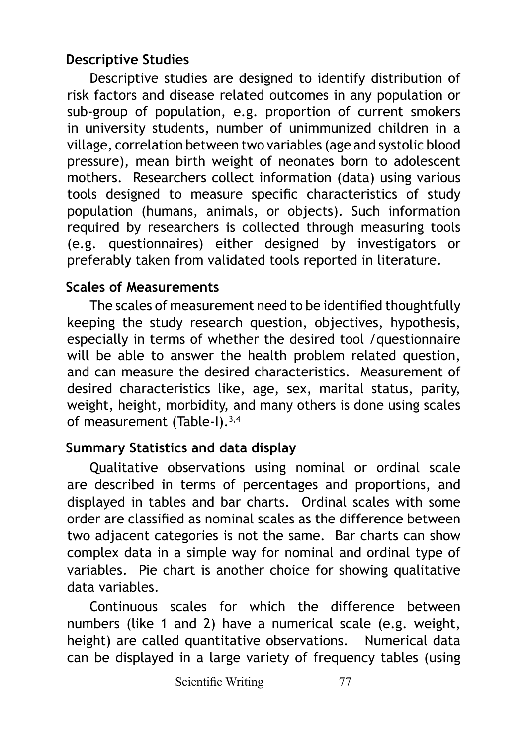## Descriptive Studies

Descriptive studies are designed to identify distribution of risk factors and disease related outcomes in any population or sub-group of population, e.g. proportion of current smokers in university students, number of unimmunized children in a village, correlation between two variables (age and systolic blood pressure), mean birth weight of neonates born to adolescent mothers. Researchers collect information (data) using various tools designed to measure specific characteristics of study population (humans, animals, or objects). Such information required by researchers is collected through measuring tools (e.g. questionnaires) either designed by investigators or preferably taken from validated tools reported in literature.

## Scales of Measurements

The scales of measurement need to be identified thoughtfully keeping the study research question, objectives, hypothesis, especially in terms of whether the desired tool /questionnaire will be able to answer the health problem related question, and can measure the desired characteristics. Measurement of desired characteristics like, age, sex, marital status, parity, weight, height, morbidity, and many others is done using scales of measurement (Table-I).[3,4]

## Summary Statistics and data display

Qualitative observations using nominal or ordinal scale are described in terms of percentages and proportions, and displayed in tables and bar charts. Ordinal scales with some order are classified as nominal scales as the difference between two adjacent categories is not the same. Bar charts can show complex data in a simple way for nominal and ordinal type of variables. Pie chart is another choice for showing qualitative data variables.

Continuous scales for which the difference between numbers (like 1 and 2) have a numerical scale (e.g. weight, height) are called quantitative observations. Numerical data can be displayed in a large variety of frequency tables (using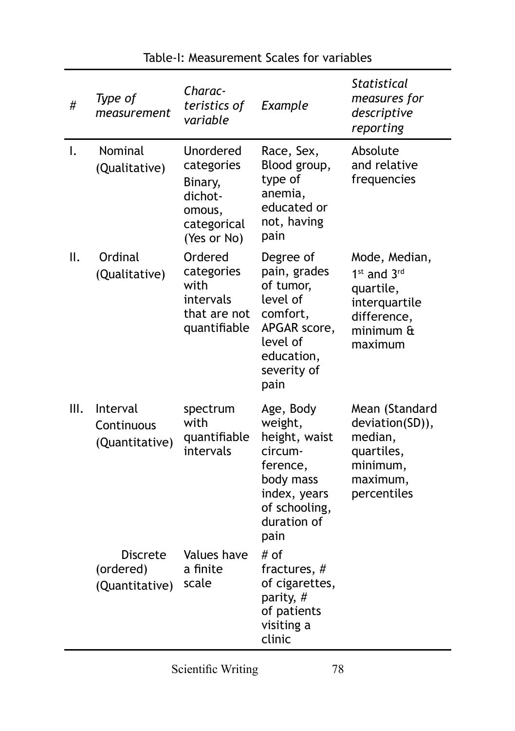Table-I: Measurement Scales for variables

| # | *Type of measurement* | *Characteristics of variable* | *Example* | *Statistical measures for descriptive reporting* |
|---|---|---|---|---|
| I. | Nominal (Qualitative) | Unordered categories Binary, dichotomous, categorical (Yes or No) | Race, Sex, Blood group, type of anemia, educated or not, having pain | Absolute and relative frequencies |
| II. | Ordinal (Qualitative) | Ordered categories with intervals that are not quantifiable | Degree of pain, grades of tumor, level of comfort, APGAR score, level of education, severity of pain | Mode, Median, 1st and 3rd quartile, interquartile difference, minimum & maximum |
| III. | Interval Continuous (Quantitative) | spectrum with quantifiable intervals | Age, Body weight, height, waist circumference, body mass index, years of schooling, duration of pain | Mean (Standard deviation(SD)), median, quartiles, minimum, maximum, percentiles |
| | Discrete (ordered) (Quantitative) | Values have a finite scale | # of fractures, # of cigarettes, parity, # of patients visiting a clinic | |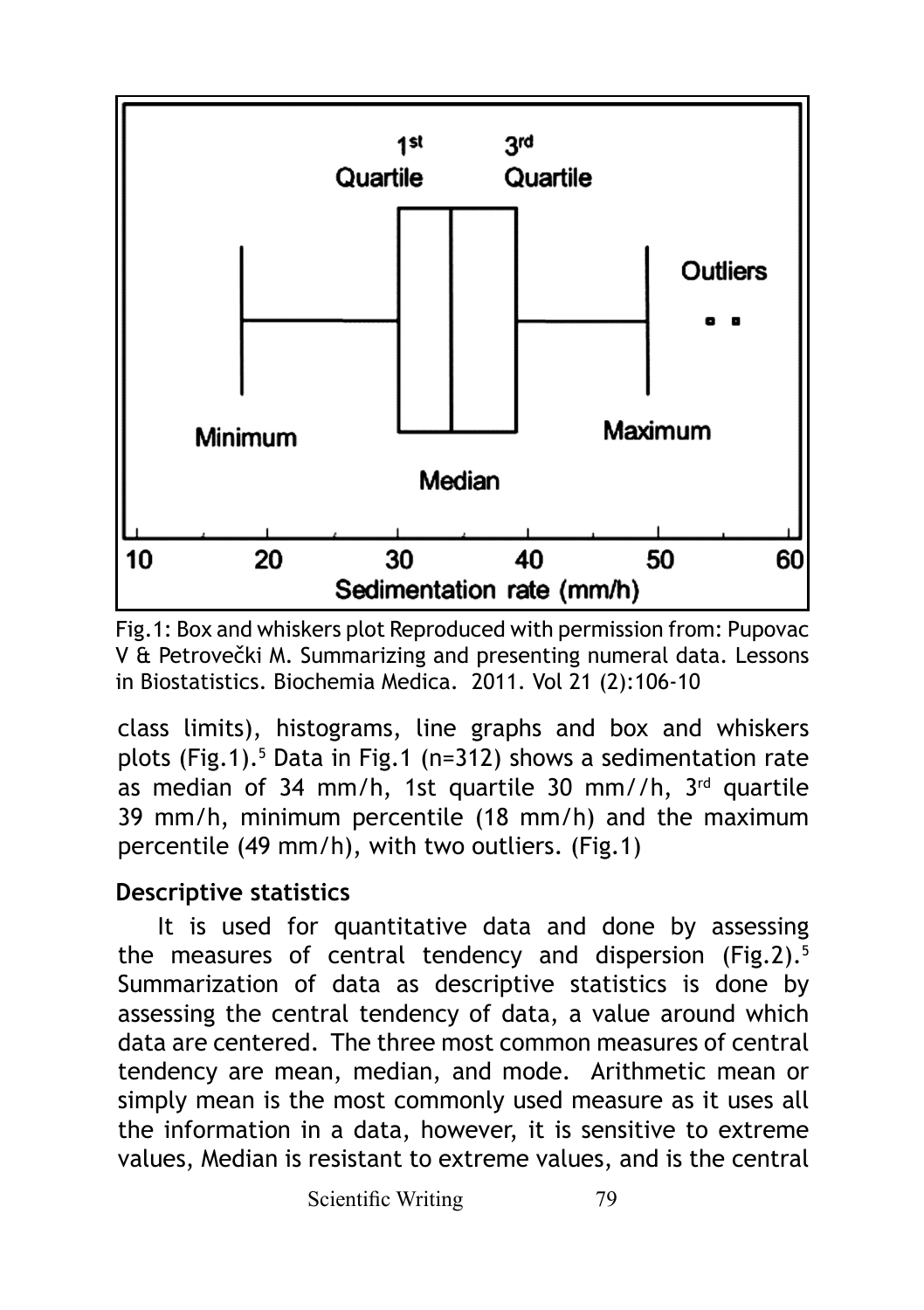Fig.1: Box and whiskers plot Reproduced with permission from: Pupovac V & Petrovečki M. Summarizing and presenting numeral data. Lessons in Biostatistics. Biochemia Medica. 2011. Vol 21 (2):106-10

class limits), histograms, line graphs and box and whiskers plots (Fig.1).[5] Data in Fig.1 (n=312) shows a sedimentation rate as median of 34 mm/h, 1st quartile 30 mm//h, 3rd quartile 39 mm/h, minimum percentile (18 mm/h) and the maximum percentile (49 mm/h), with two outliers. (Fig.1)

### Descriptive statistics

It is used for quantitative data and done by assessing the measures of central tendency and dispersion (Fig.2).[5] Summarization of data as descriptive statistics is done by assessing the central tendency of data, a value around which data are centered. The three most common measures of central tendency are mean, median, and mode. Arithmetic mean or simply mean is the most commonly used measure as it uses all the information in a data, however, it is sensitive to extreme values, Median is resistant to extreme values, and is the central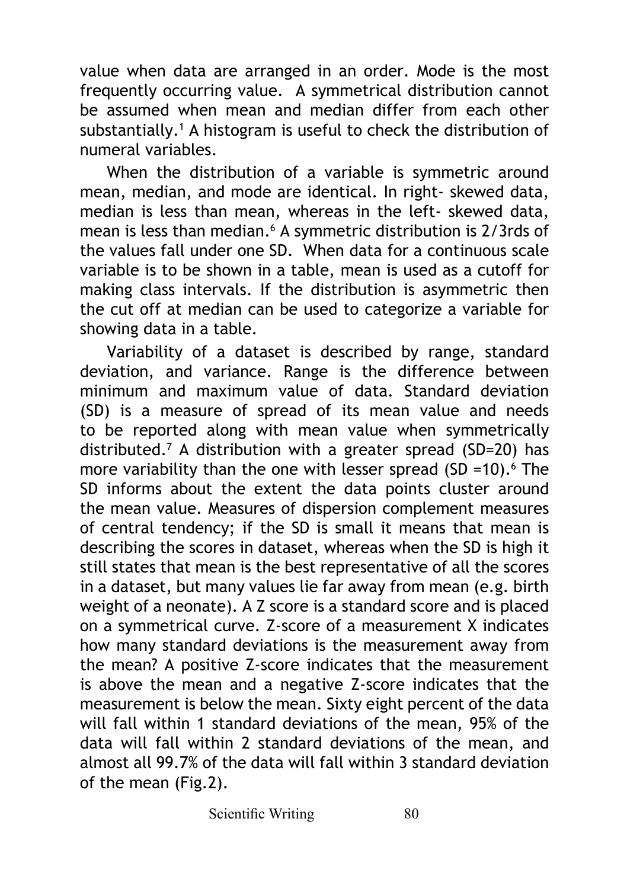value when data are arranged in an order. Mode is the most frequently occurring value. A symmetrical distribution cannot be assumed when mean and median differ from each other substantially.[1] A histogram is useful to check the distribution of numeral variables.

When the distribution of a variable is symmetric around mean, median, and mode are identical. In right- skewed data, median is less than mean, whereas in the left- skewed data, mean is less than median.[6] A symmetric distribution is 2/3rds of the values fall under one SD. When data for a continuous scale variable is to be shown in a table, mean is used as a cutoff for making class intervals. If the distribution is asymmetric then the cut off at median can be used to categorize a variable for showing data in a table.

Variability of a dataset is described by range, standard deviation, and variance. Range is the difference between minimum and maximum value of data. Standard deviation (SD) is a measure of spread of its mean value and needs to be reported along with mean value when symmetrically distributed.[7] A distribution with a greater spread (SD=20) has more variability than the one with lesser spread (SD =10).[6] The SD informs about the extent the data points cluster around the mean value. Measures of dispersion complement measures of central tendency; if the SD is small it means that mean is describing the scores in dataset, whereas when the SD is high it still states that mean is the best representative of all the scores in a dataset, but many values lie far away from mean (e.g. birth weight of a neonate). A Z score is a standard score and is placed on a symmetrical curve. Z-score of a measurement X indicates how many standard deviations is the measurement away from the mean? A positive Z-score indicates that the measurement is above the mean and a negative Z-score indicates that the measurement is below the mean. Sixty eight percent of the data will fall within 1 standard deviations of the mean, 95% of the data will fall within 2 standard deviations of the mean, and almost all 99.7% of the data will fall within 3 standard deviation of the mean (Fig.2).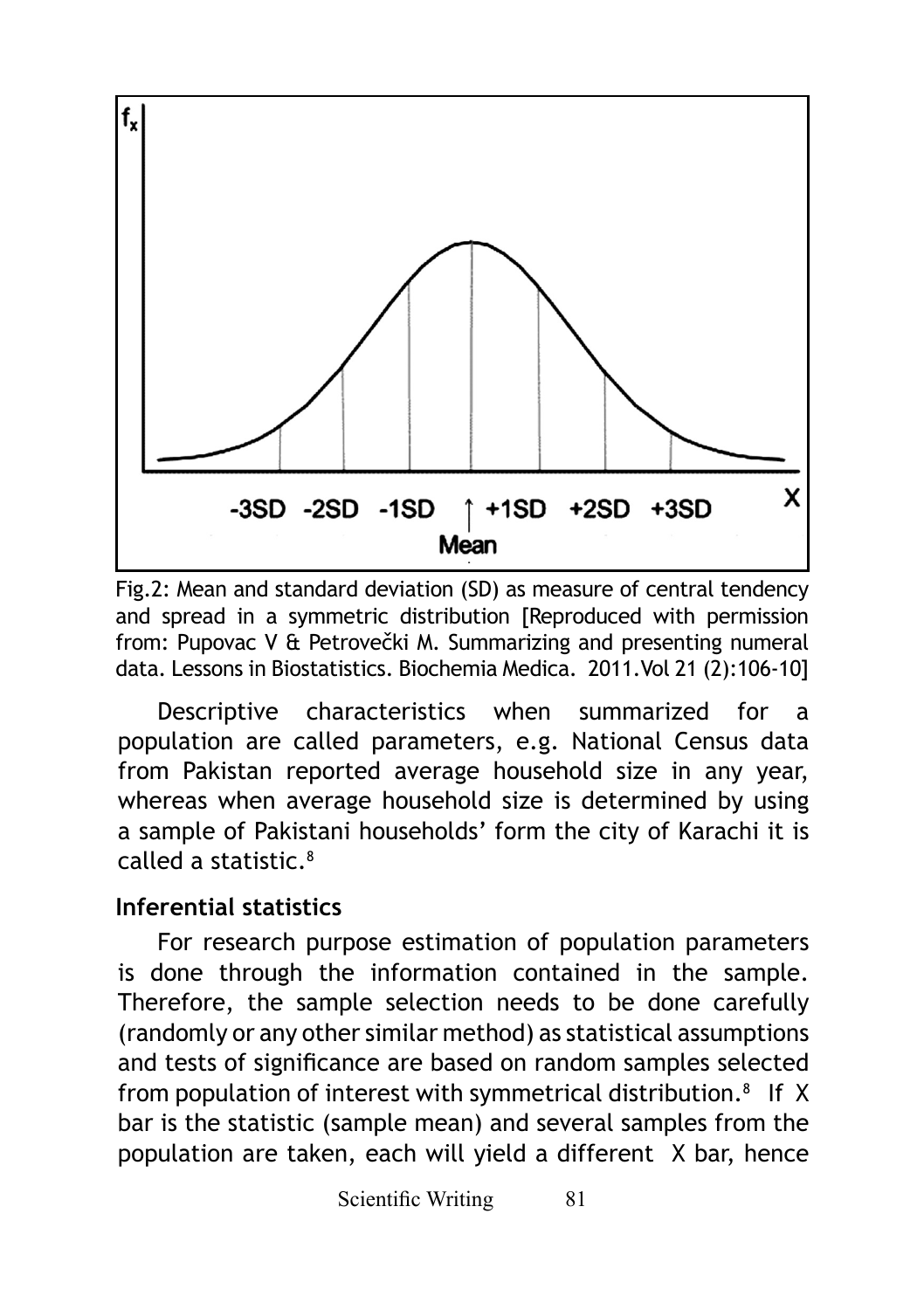Fig.2: Mean and standard deviation (SD) as measure of central tendency and spread in a symmetric distribution [Reproduced with permission from: Pupovac V & Petrovečki M. Summarizing and presenting numeral data. Lessons in Biostatistics. Biochemia Medica. 2011.Vol 21 (2):106-10]

Descriptive characteristics when summarized for a population are called parameters, e.g. National Census data from Pakistan reported average household size in any year, whereas when average household size is determined by using a sample of Pakistani households' form the city of Karachi it is called a statistic.[8]

### Inferential statistics

For research purpose estimation of population parameters is done through the information contained in the sample. Therefore, the sample selection needs to be done carefully (randomly or any other similar method) as statistical assumptions and tests of significance are based on random samples selected from population of interest with symmetrical distribution.[8] If X bar is the statistic (sample mean) and several samples from the population are taken, each will yield a different X bar, hence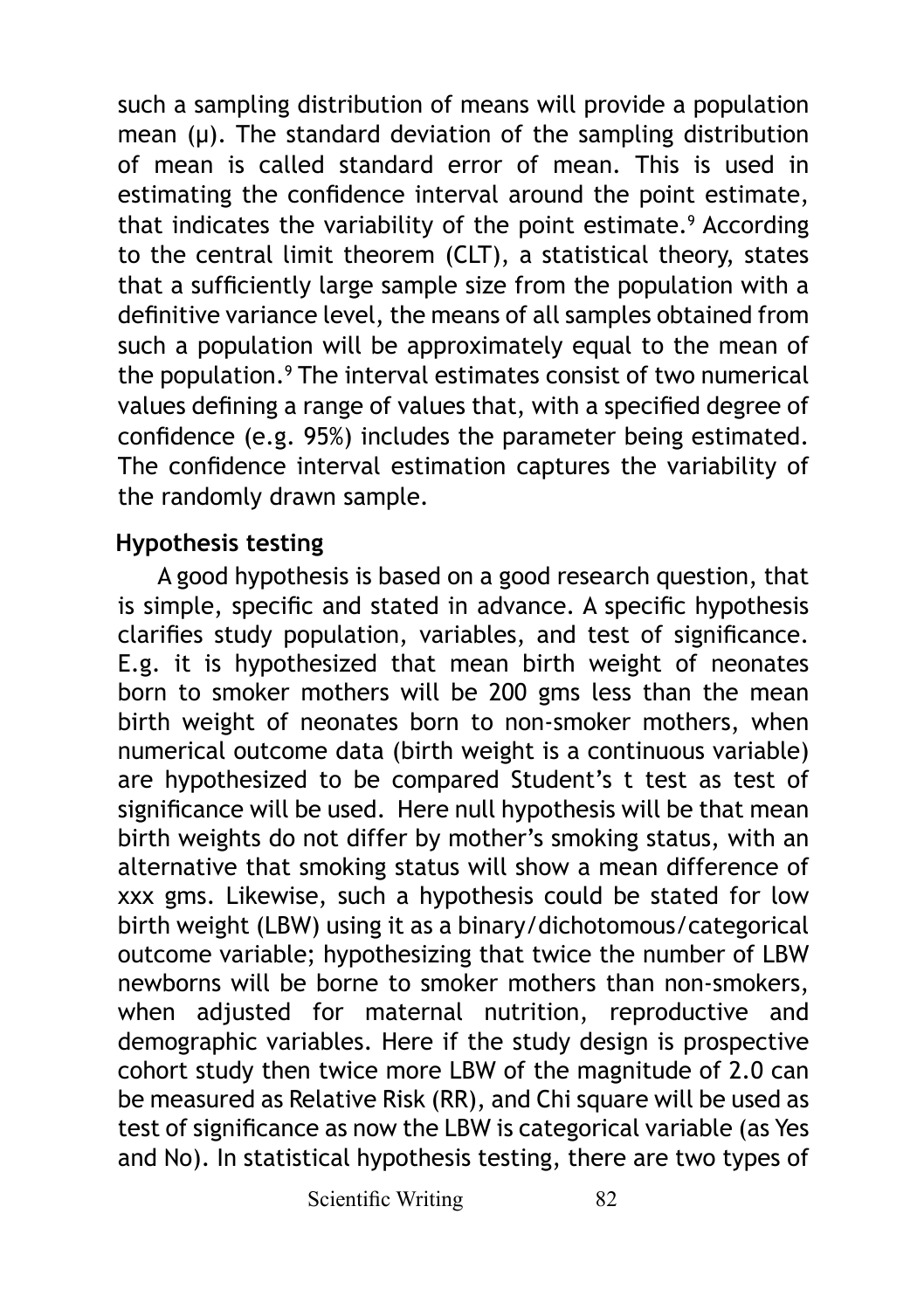such a sampling distribution of means will provide a population mean ($\mu$). The standard deviation of the sampling distribution of mean is called standard error of mean. This is used in estimating the confidence interval around the point estimate, that indicates the variability of the point estimate.[9] According to the central limit theorem (CLT), a statistical theory, states that a sufficiently large sample size from the population with a definitive variance level, the means of all samples obtained from such a population will be approximately equal to the mean of the population.[9] The interval estimates consist of two numerical values defining a range of values that, with a specified degree of confidence (e.g. 95%) includes the parameter being estimated. The confidence interval estimation captures the variability of the randomly drawn sample.

## Hypothesis testing

A good hypothesis is based on a good research question, that is simple, specific and stated in advance. A specific hypothesis clarifies study population, variables, and test of significance. E.g. it is hypothesized that mean birth weight of neonates born to smoker mothers will be 200 gms less than the mean birth weight of neonates born to non-smoker mothers, when numerical outcome data (birth weight is a continuous variable) are hypothesized to be compared Student's t test as test of significance will be used. Here null hypothesis will be that mean birth weights do not differ by mother's smoking status, with an alternative that smoking status will show a mean difference of xxx gms. Likewise, such a hypothesis could be stated for low birth weight (LBW) using it as a binary/dichotomous/categorical outcome variable; hypothesizing that twice the number of LBW newborns will be borne to smoker mothers than non-smokers, when adjusted for maternal nutrition, reproductive and demographic variables. Here if the study design is prospective cohort study then twice more LBW of the magnitude of 2.0 can be measured as Relative Risk (RR), and Chi square will be used as test of significance as now the LBW is categorical variable (as Yes and No). In statistical hypothesis testing, there are two types of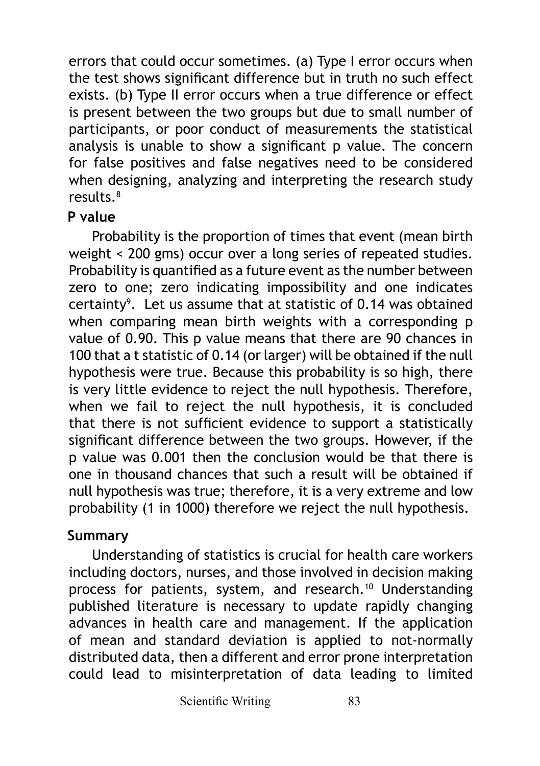errors that could occur sometimes. (a) Type I error occurs when the test shows significant difference but in truth no such effect exists. (b) Type II error occurs when a true difference or effect is present between the two groups but due to small number of participants, or poor conduct of measurements the statistical analysis is unable to show a significant p value. The concern for false positives and false negatives need to be considered when designing, analyzing and interpreting the research study results.[8]

## P value

Probability is the proportion of times that event (mean birth weight < 200 gms) occur over a long series of repeated studies. Probability is quantified as a future event as the number between zero to one; zero indicating impossibility and one indicates certainty[9]. Let us assume that at statistic of 0.14 was obtained when comparing mean birth weights with a corresponding p value of 0.90. This p value means that there are 90 chances in 100 that a t statistic of 0.14 (or larger) will be obtained if the null hypothesis were true. Because this probability is so high, there is very little evidence to reject the null hypothesis. Therefore, when we fail to reject the null hypothesis, it is concluded that there is not sufficient evidence to support a statistically significant difference between the two groups. However, if the p value was 0.001 then the conclusion would be that there is one in thousand chances that such a result will be obtained if null hypothesis was true; therefore, it is a very extreme and low probability (1 in 1000) therefore we reject the null hypothesis.

## Summary

Understanding of statistics is crucial for health care workers including doctors, nurses, and those involved in decision making process for patients, system, and research.[10] Understanding published literature is necessary to update rapidly changing advances in health care and management. If the application of mean and standard deviation is applied to not-normally distributed data, then a different and error prone interpretation could lead to misinterpretation of data leading to limited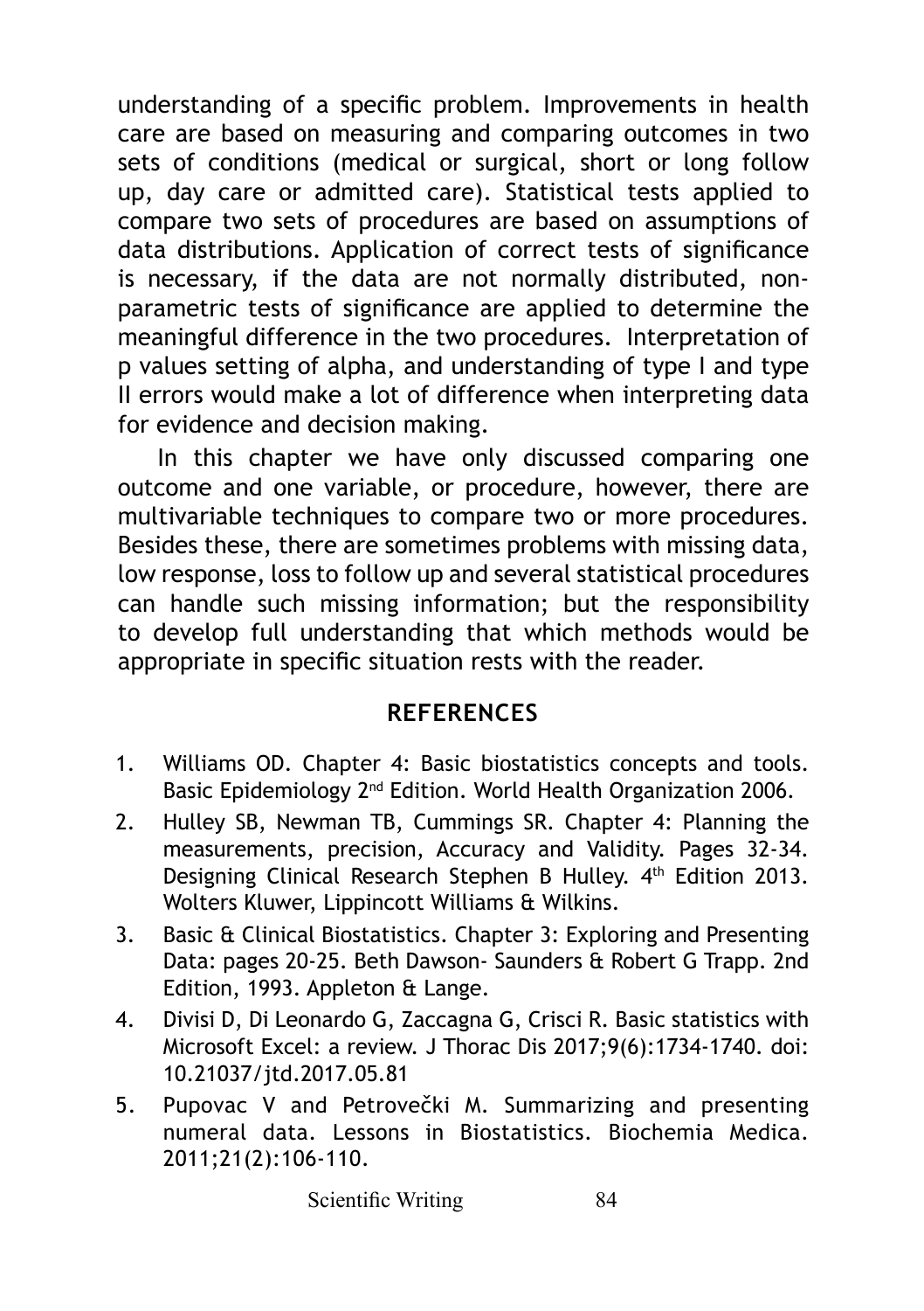understanding of a specific problem. Improvements in health care are based on measuring and comparing outcomes in two sets of conditions (medical or surgical, short or long follow up, day care or admitted care). Statistical tests applied to compare two sets of procedures are based on assumptions of data distributions. Application of correct tests of significance is necessary, if the data are not normally distributed, non-parametric tests of significance are applied to determine the meaningful difference in the two procedures. Interpretation of p values setting of alpha, and understanding of type I and type II errors would make a lot of difference when interpreting data for evidence and decision making.

In this chapter we have only discussed comparing one outcome and one variable, or procedure, however, there are multivariable techniques to compare two or more procedures. Besides these, there are sometimes problems with missing data, low response, loss to follow up and several statistical procedures can handle such missing information; but the responsibility to develop full understanding that which methods would be appropriate in specific situation rests with the reader.

## REFERENCES

1. Williams OD. Chapter 4: Basic biostatistics concepts and tools. Basic Epidemiology 2nd Edition. World Health Organization 2006.
2. Hulley SB, Newman TB, Cummings SR. Chapter 4: Planning the measurements, precision, Accuracy and Validity. Pages 32-34. Designing Clinical Research Stephen B Hulley. 4th Edition 2013. Wolters Kluwer, Lippincott Williams & Wilkins.
3. Basic & Clinical Biostatistics. Chapter 3: Exploring and Presenting Data: pages 20-25. Beth Dawson- Saunders & Robert G Trapp. 2nd Edition, 1993. Appleton & Lange.
4. Divisi D, Di Leonardo G, Zaccagna G, Crisci R. Basic statistics with Microsoft Excel: a review. J Thorac Dis 2017;9(6):1734-1740. doi: 10.21037/jtd.2017.05.81
5. Pupovac V and Petrovečki M. Summarizing and presenting numeral data. Lessons in Biostatistics. Biochemia Medica. 2011;21(2):106-110.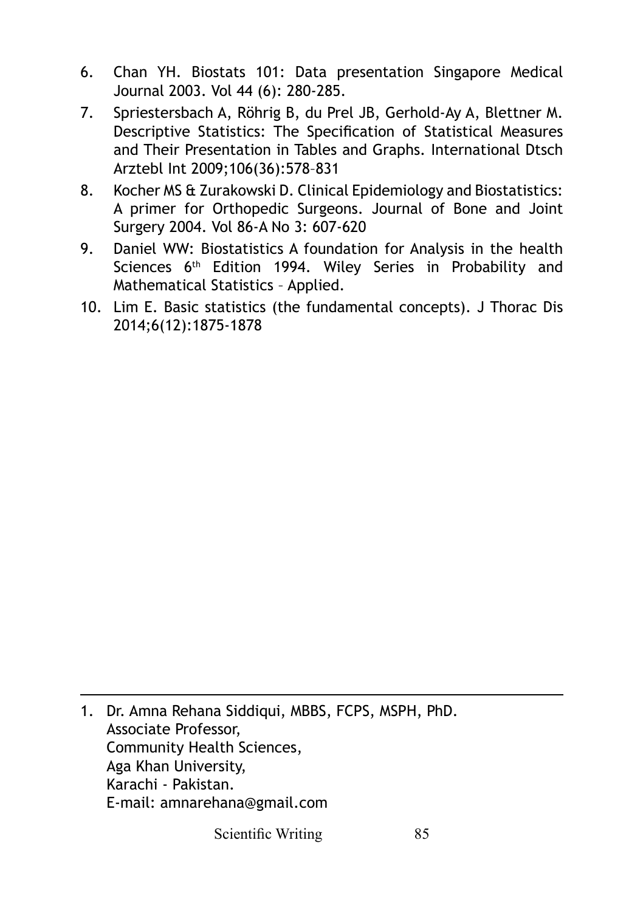6. Chan YH. Biostats 101: Data presentation Singapore Medical Journal 2003. Vol 44 (6): 280-285.
7. Spriestersbach A, Röhrig B, du Prel JB, Gerhold-Ay A, Blettner M. Descriptive Statistics: The Specification of Statistical Measures and Their Presentation in Tables and Graphs. International Dtsch Arztebl Int 2009;106(36):578–831
8. Kocher MS & Zurakowski D. Clinical Epidemiology and Biostatistics: A primer for Orthopedic Surgeons. Journal of Bone and Joint Surgery 2004. Vol 86-A No 3: 607-620
9. Daniel WW: Biostatistics A foundation for Analysis in the health Sciences 6th Edition 1994. Wiley Series in Probability and Mathematical Statistics – Applied.
10. Lim E. Basic statistics (the fundamental concepts). J Thorac Dis 2014;6(12):1875-1878

---

1. Dr. Amna Rehana Siddiqui, MBBS, FCPS, MSPH, PhD.
   Associate Professor,
   Community Health Sciences,
   Aga Khan University,
   Karachi - Pakistan.
   E-mail: amnarehana@gmail.com